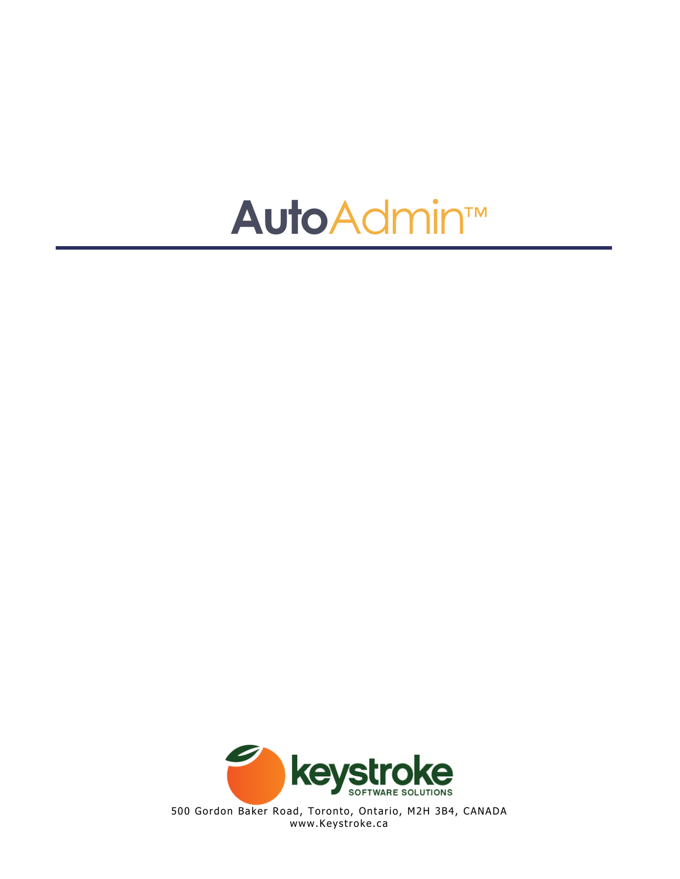# AutoAdmin™

keystroke
SOFTWARE SOLUTIONS

500 Gordon Baker Road, Toronto, Ontario, M2H 3B4, CANADA
www.Keystroke.ca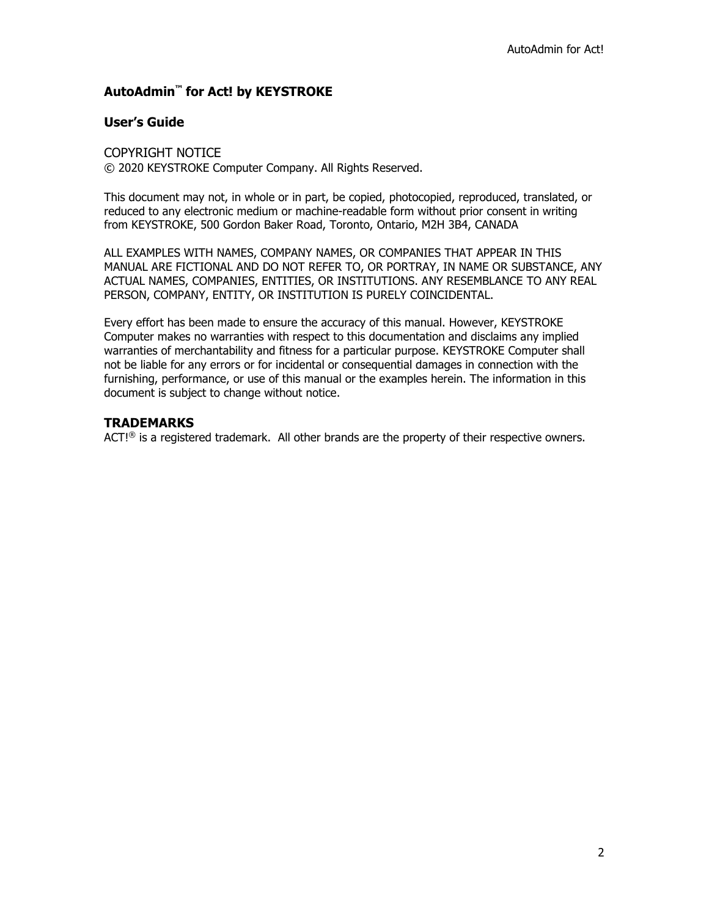**AutoAdmin™ for Act! by KEYSTROKE**

**User's Guide**

COPYRIGHT NOTICE
© 2020 KEYSTROKE Computer Company. All Rights Reserved.

This document may not, in whole or in part, be copied, photocopied, reproduced, translated, or reduced to any electronic medium or machine-readable form without prior consent in writing from KEYSTROKE, 500 Gordon Baker Road, Toronto, Ontario, M2H 3B4, CANADA

ALL EXAMPLES WITH NAMES, COMPANY NAMES, OR COMPANIES THAT APPEAR IN THIS MANUAL ARE FICTIONAL AND DO NOT REFER TO, OR PORTRAY, IN NAME OR SUBSTANCE, ANY ACTUAL NAMES, COMPANIES, ENTITIES, OR INSTITUTIONS. ANY RESEMBLANCE TO ANY REAL PERSON, COMPANY, ENTITY, OR INSTITUTION IS PURELY COINCIDENTAL.

Every effort has been made to ensure the accuracy of this manual. However, KEYSTROKE Computer makes no warranties with respect to this documentation and disclaims any implied warranties of merchantability and fitness for a particular purpose. KEYSTROKE Computer shall not be liable for any errors or for incidental or consequential damages in connection with the furnishing, performance, or use of this manual or the examples herein. The information in this document is subject to change without notice.

## TRADEMARKS

ACT!® is a registered trademark. All other brands are the property of their respective owners.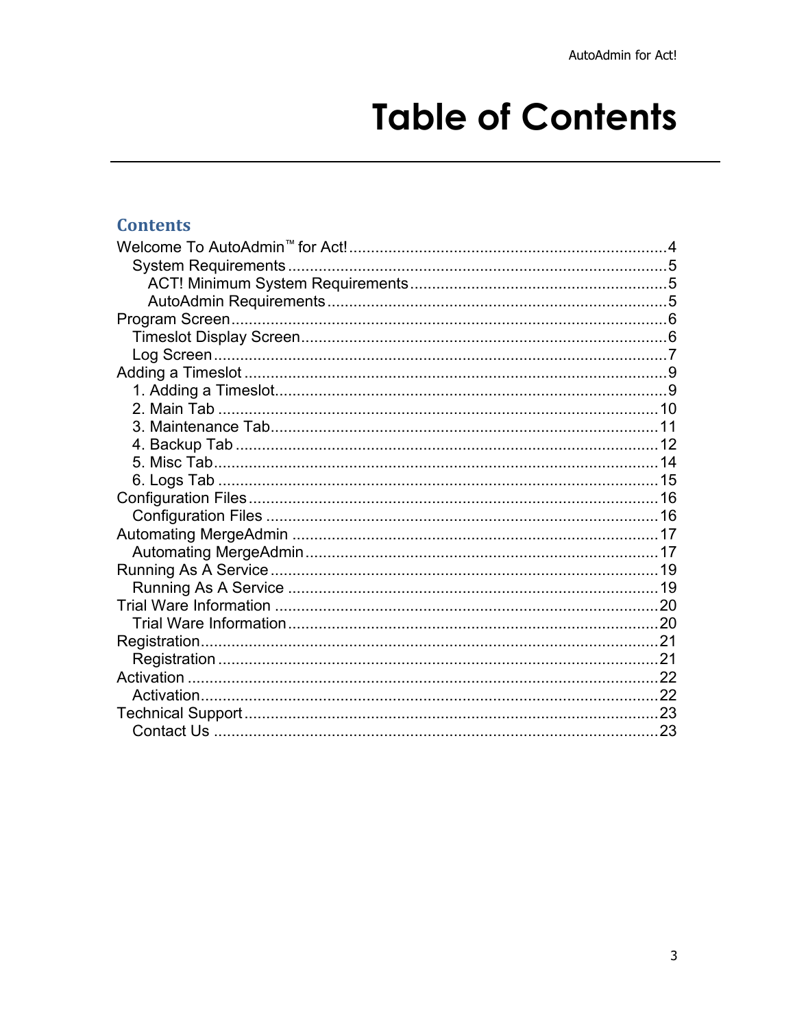# Table of Contents

## Contents

- Welcome To AutoAdmin™ for Act! .......... 4
  - System Requirements .......... 5
    - ACT! Minimum System Requirements .......... 5
    - AutoAdmin Requirements .......... 5
- Program Screen .......... 6
  - Timeslot Display Screen .......... 6
  - Log Screen .......... 7
- Adding a Timeslot .......... 9
  - 1. Adding a Timeslot .......... 9
  - 2. Main Tab .......... 10
  - 3. Maintenance Tab .......... 11
  - 4. Backup Tab .......... 12
  - 5. Misc Tab .......... 14
  - 6. Logs Tab .......... 15
- Configuration Files .......... 16
  - Configuration Files .......... 16
- Automating MergeAdmin .......... 17
  - Automating MergeAdmin .......... 17
- Running As A Service .......... 19
  - Running As A Service .......... 19
- Trial Ware Information .......... 20
  - Trial Ware Information .......... 20
- Registration .......... 21
  - Registration .......... 21
- Activation .......... 22
  - Activation .......... 22
- Technical Support .......... 23
  - Contact Us .......... 23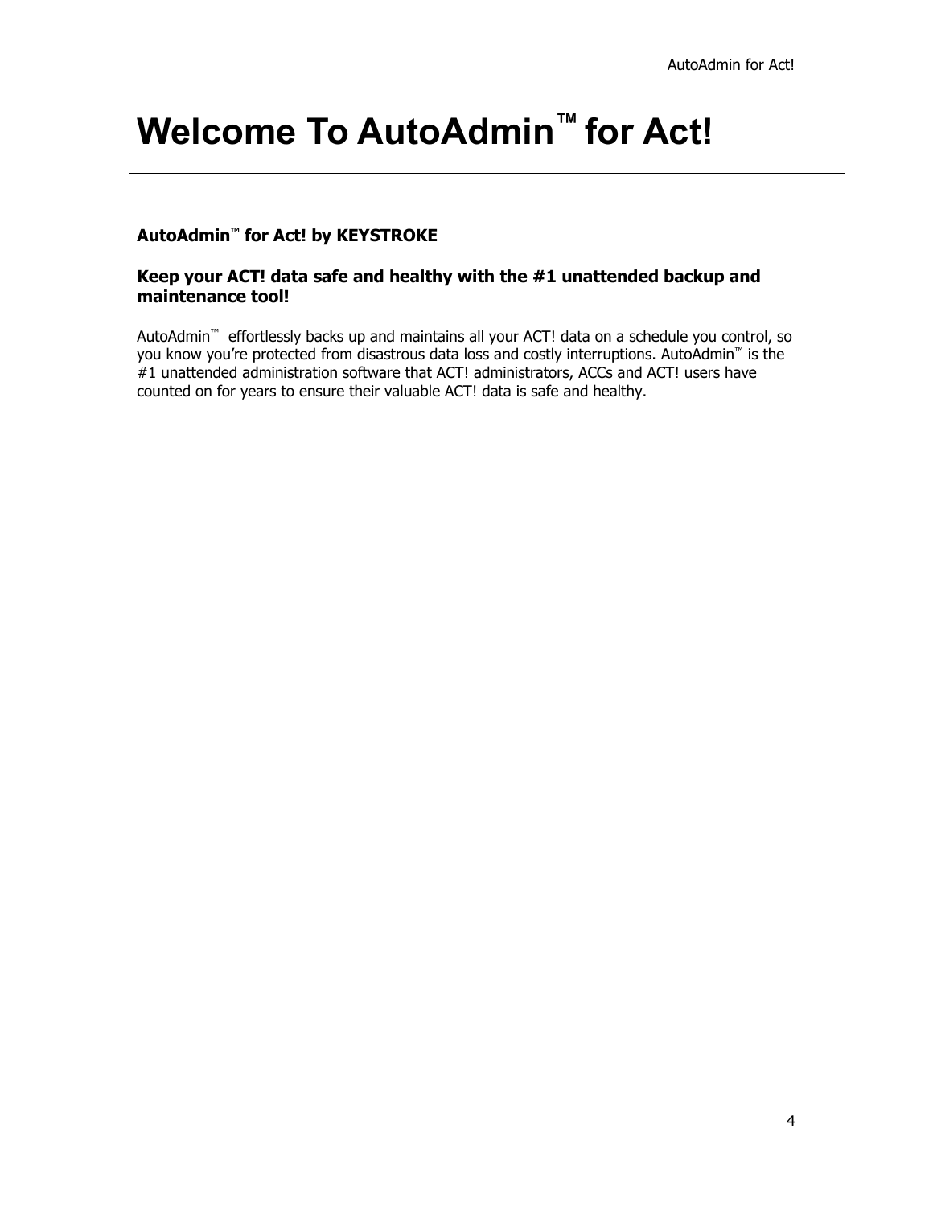# Welcome To AutoAdmin™ for Act!

**AutoAdmin™ for Act! by KEYSTROKE**

### Keep your ACT! data safe and healthy with the #1 unattended backup and maintenance tool!

AutoAdmin™ effortlessly backs up and maintains all your ACT! data on a schedule you control, so you know you're protected from disastrous data loss and costly interruptions. AutoAdmin™ is the #1 unattended administration software that ACT! administrators, ACCs and ACT! users have counted on for years to ensure their valuable ACT! data is safe and healthy.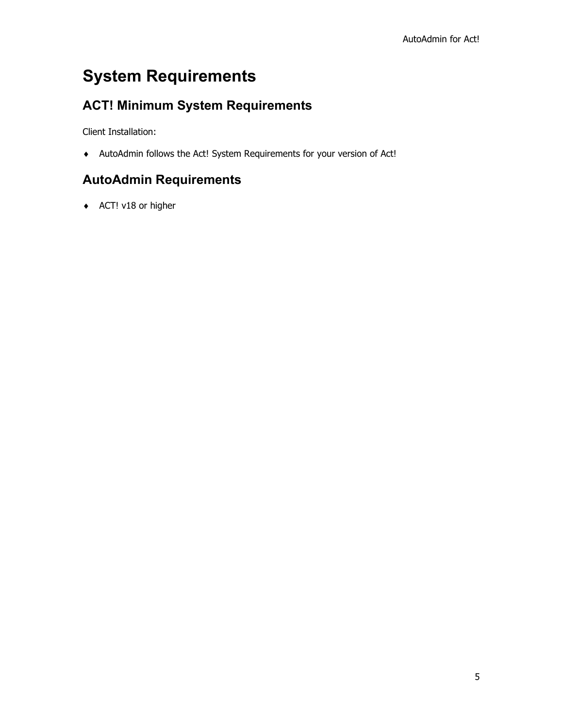# System Requirements

## ACT! Minimum System Requirements

Client Installation:

- AutoAdmin follows the Act! System Requirements for your version of Act!

## AutoAdmin Requirements

- ACT! v18 or higher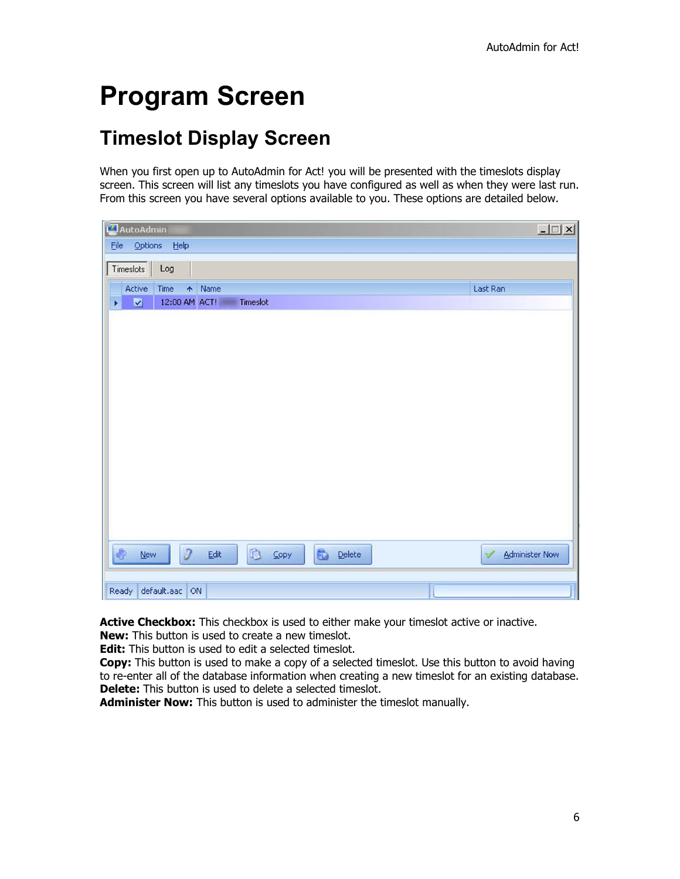# Program Screen

## Timeslot Display Screen

When you first open up to AutoAdmin for Act! you will be presented with the timeslots display screen. This screen will list any timeslots you have configured as well as when they were last run. From this screen you have several options available to you. These options are detailed below.

**Active Checkbox:** This checkbox is used to either make your timeslot active or inactive.
**New:** This button is used to create a new timeslot.
**Edit:** This button is used to edit a selected timeslot.
**Copy:** This button is used to make a copy of a selected timeslot. Use this button to avoid having to re-enter all of the database information when creating a new timeslot for an existing database.
**Delete:** This button is used to delete a selected timeslot.
**Administer Now:** This button is used to administer the timeslot manually.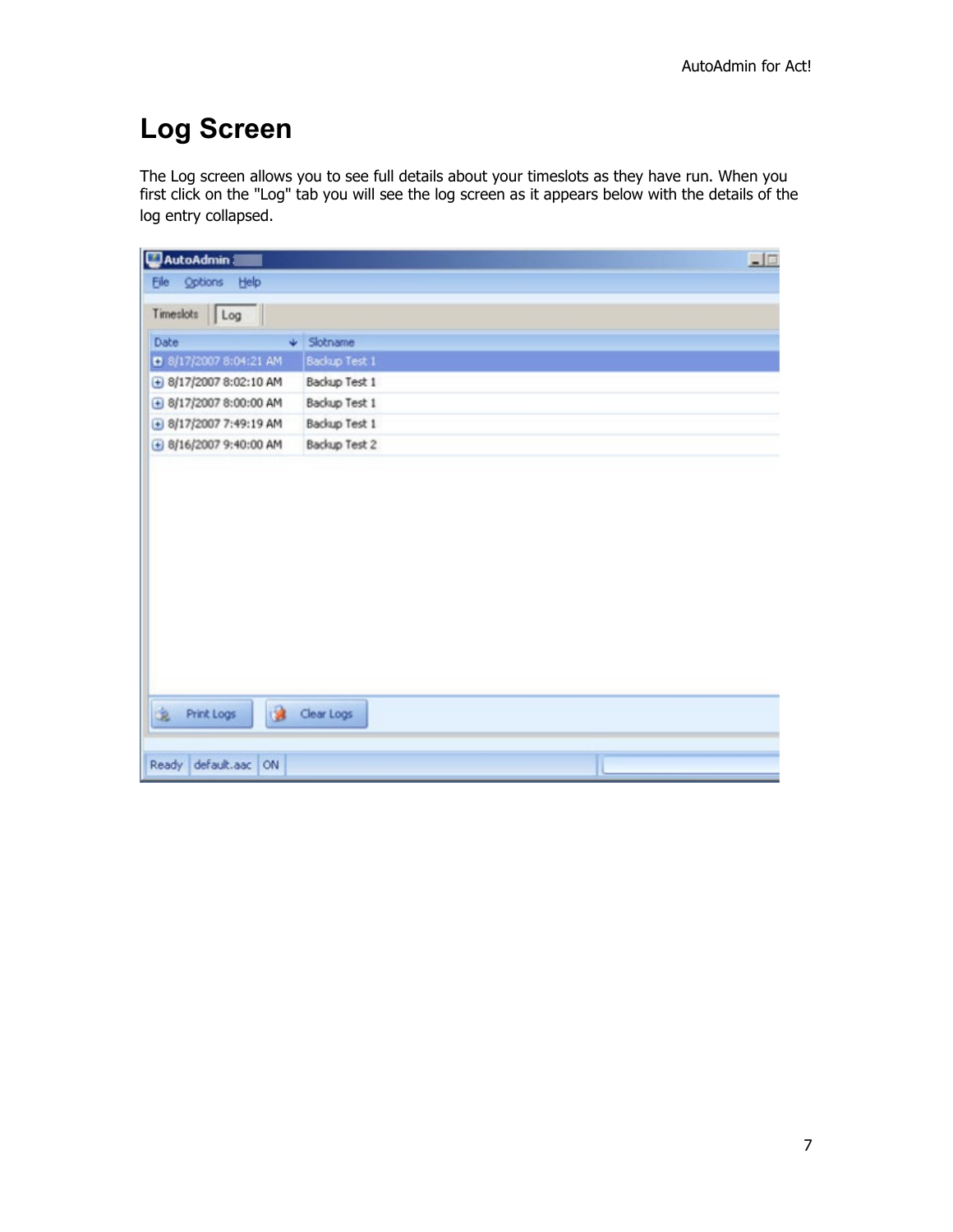# Log Screen

The Log screen allows you to see full details about your timeslots as they have run. When you first click on the "Log" tab you will see the log screen as it appears below with the details of the log entry collapsed.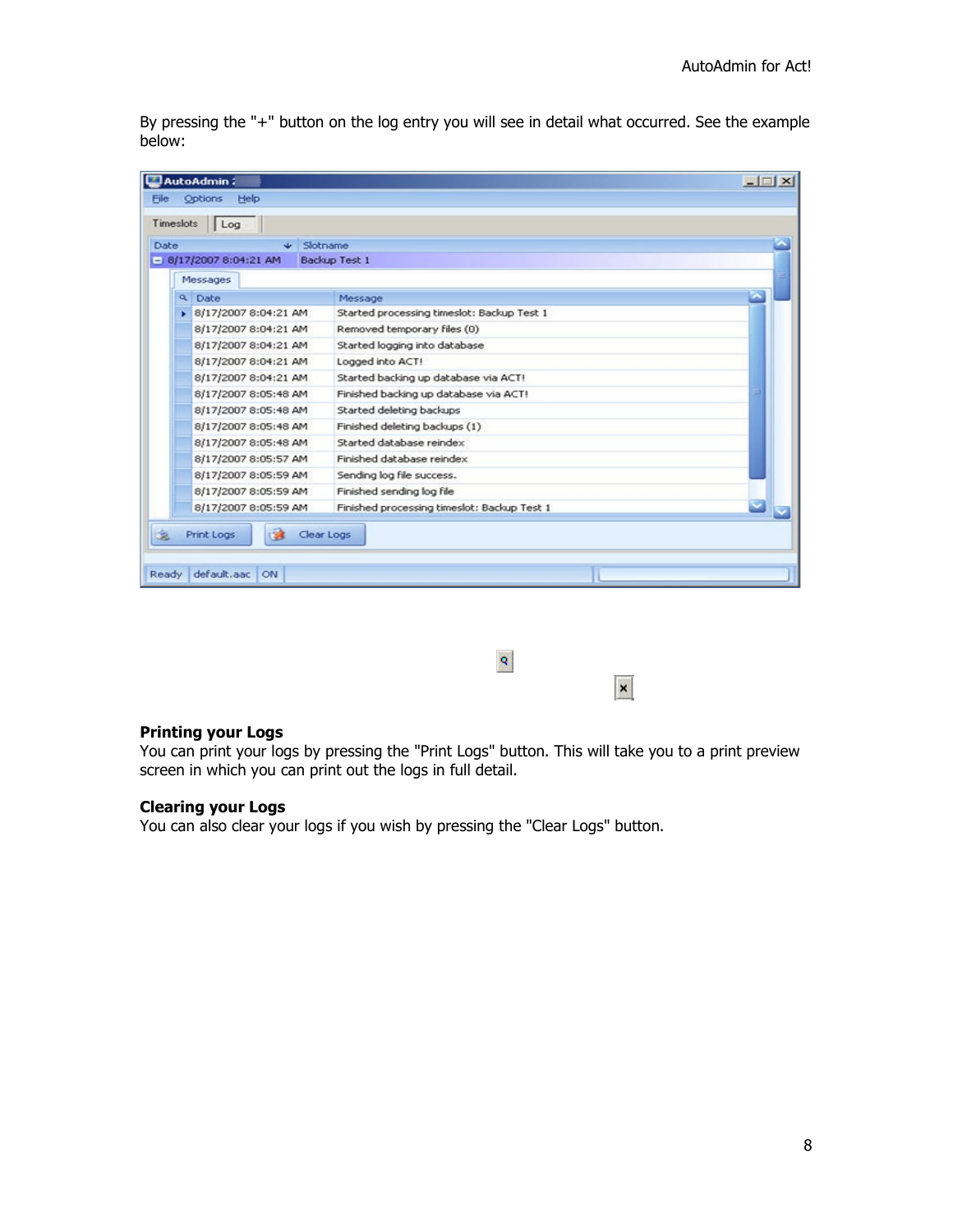By pressing the "+" button on the log entry you will see in detail what occurred. See the example below:

**Printing your Logs**
You can print your logs by pressing the "Print Logs" button. This will take you to a print preview screen in which you can print out the logs in full detail.

**Clearing your Logs**
You can also clear your logs if you wish by pressing the "Clear Logs" button.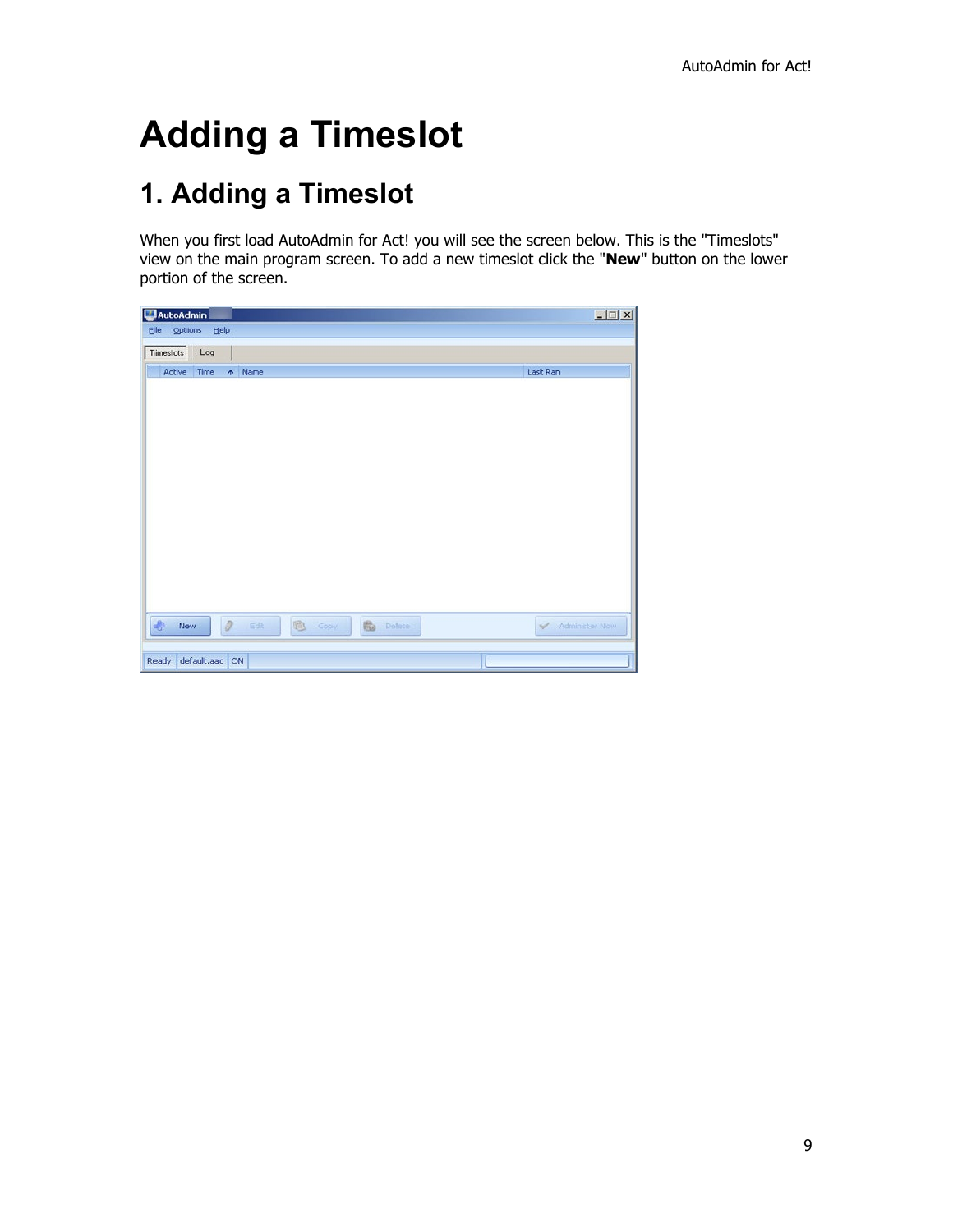# Adding a Timeslot

## 1. Adding a Timeslot

When you first load AutoAdmin for Act! you will see the screen below. This is the "Timeslots" view on the main program screen. To add a new timeslot click the "**New**" button on the lower portion of the screen.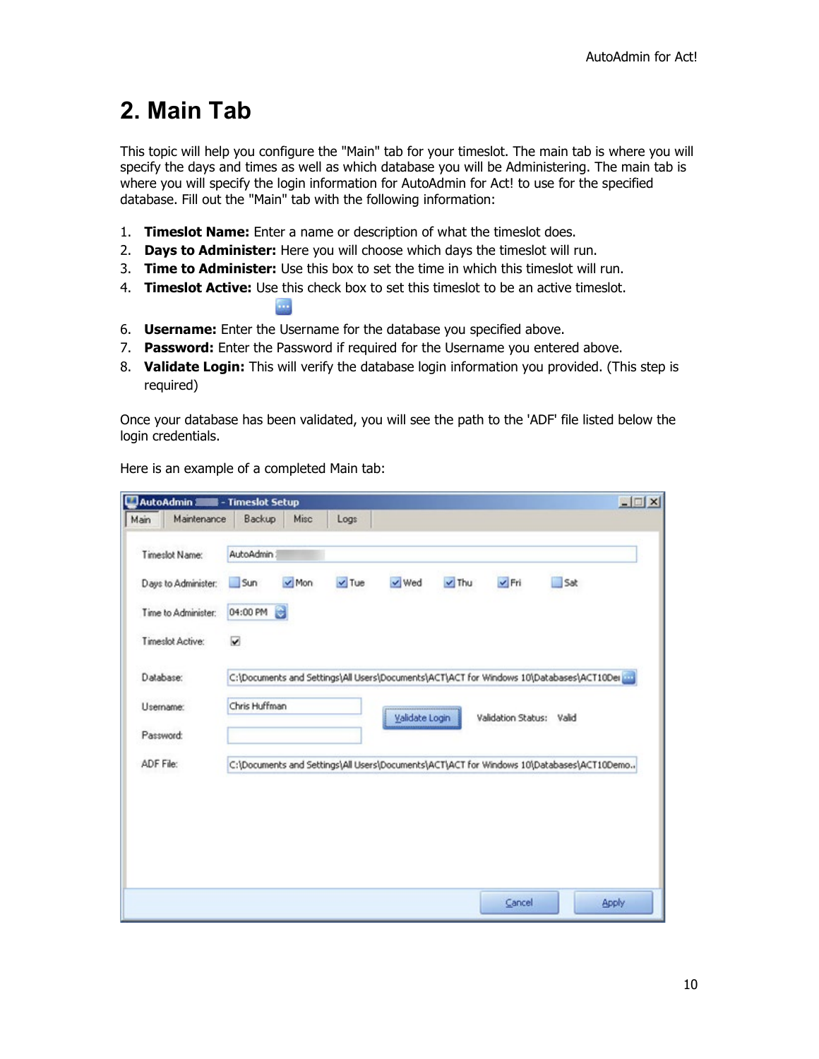# 2. Main Tab

This topic will help you configure the "Main" tab for your timeslot. The main tab is where you will specify the days and times as well as which database you will be Administering. The main tab is where you will specify the login information for AutoAdmin for Act! to use for the specified database. Fill out the "Main" tab with the following information:

1. **Timeslot Name:** Enter a name or description of what the timeslot does.
2. **Days to Administer:** Here you will choose which days the timeslot will run.
3. **Time to Administer:** Use this box to set the time in which this timeslot will run.
4. **Timeslot Active:** Use this check box to set this timeslot to be an active timeslot.

6. **Username:** Enter the Username for the database you specified above.
7. **Password:** Enter the Password if required for the Username you entered above.
8. **Validate Login:** This will verify the database login information you provided. (This step is required)

Once your database has been validated, you will see the path to the 'ADF' file listed below the login credentials.

Here is an example of a completed Main tab: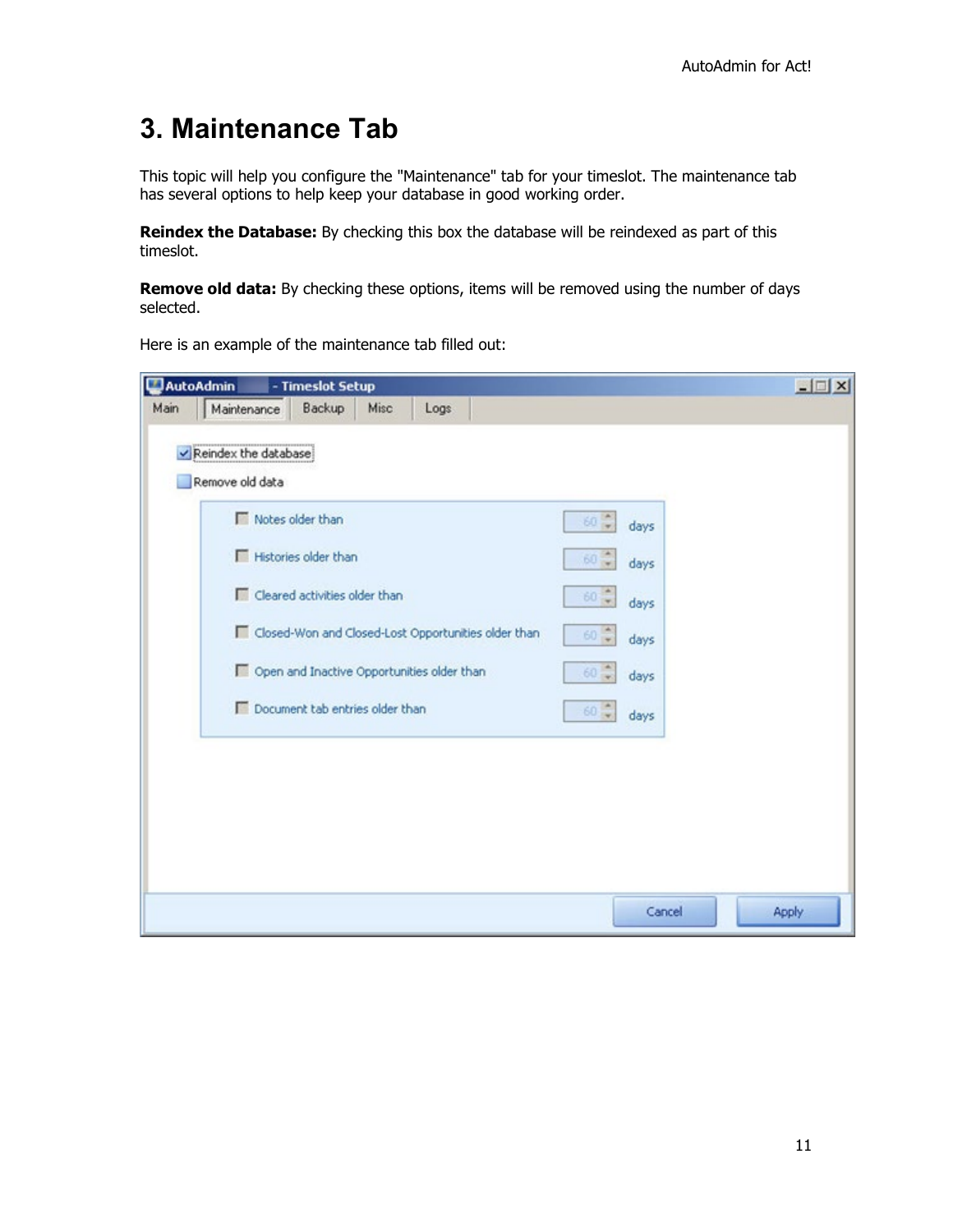# 3. Maintenance Tab

This topic will help you configure the "Maintenance" tab for your timeslot. The maintenance tab has several options to help keep your database in good working order.

**Reindex the Database:** By checking this box the database will be reindexed as part of this timeslot.

**Remove old data:** By checking these options, items will be removed using the number of days selected.

Here is an example of the maintenance tab filled out: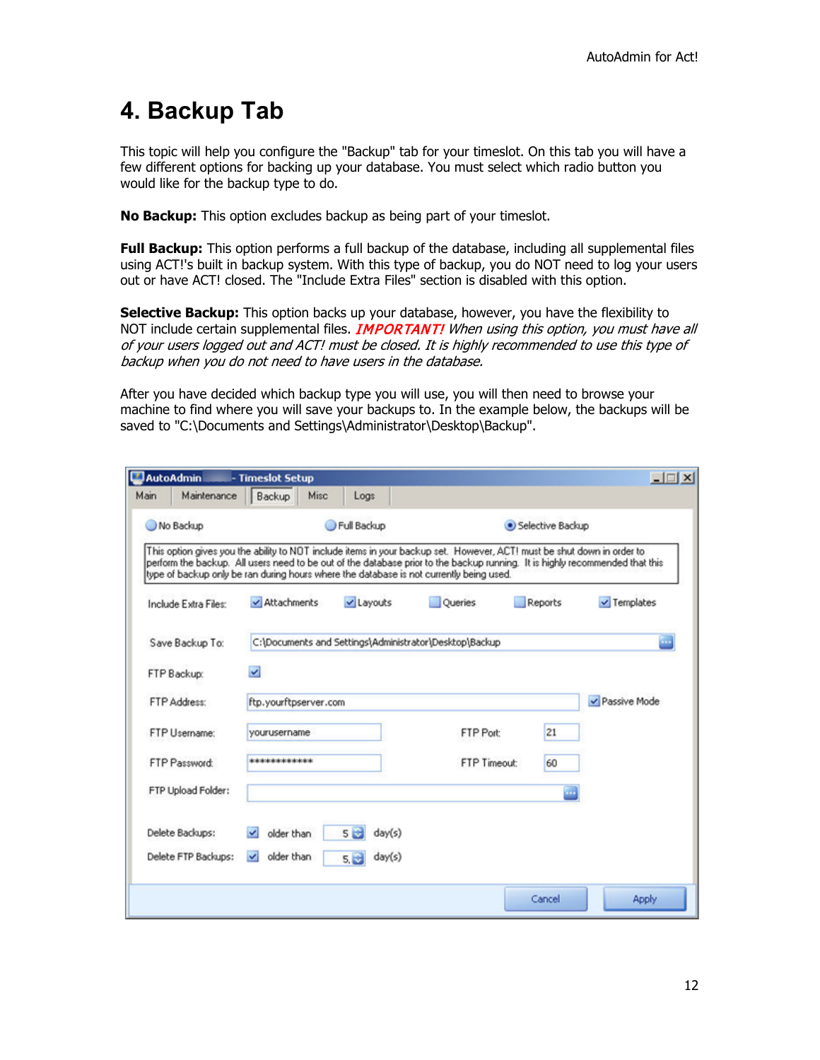# 4. Backup Tab

This topic will help you configure the "Backup" tab for your timeslot. On this tab you will have a few different options for backing up your database. You must select which radio button you would like for the backup type to do.

**No Backup:** This option excludes backup as being part of your timeslot.

**Full Backup:** This option performs a full backup of the database, including all supplemental files using ACT!'s built in backup system. With this type of backup, you do NOT need to log your users out or have ACT! closed. The "Include Extra Files" section is disabled with this option.

**Selective Backup:** This option backs up your database, however, you have the flexibility to NOT include certain supplemental files. ***IMPORTANT!*** *When using this option, you must have all of your users logged out and ACT! must be closed. It is highly recommended to use this type of backup when you do not need to have users in the database.*

After you have decided which backup type you will use, you will then need to browse your machine to find where you will save your backups to. In the example below, the backups will be saved to "C:\Documents and Settings\Administrator\Desktop\Backup".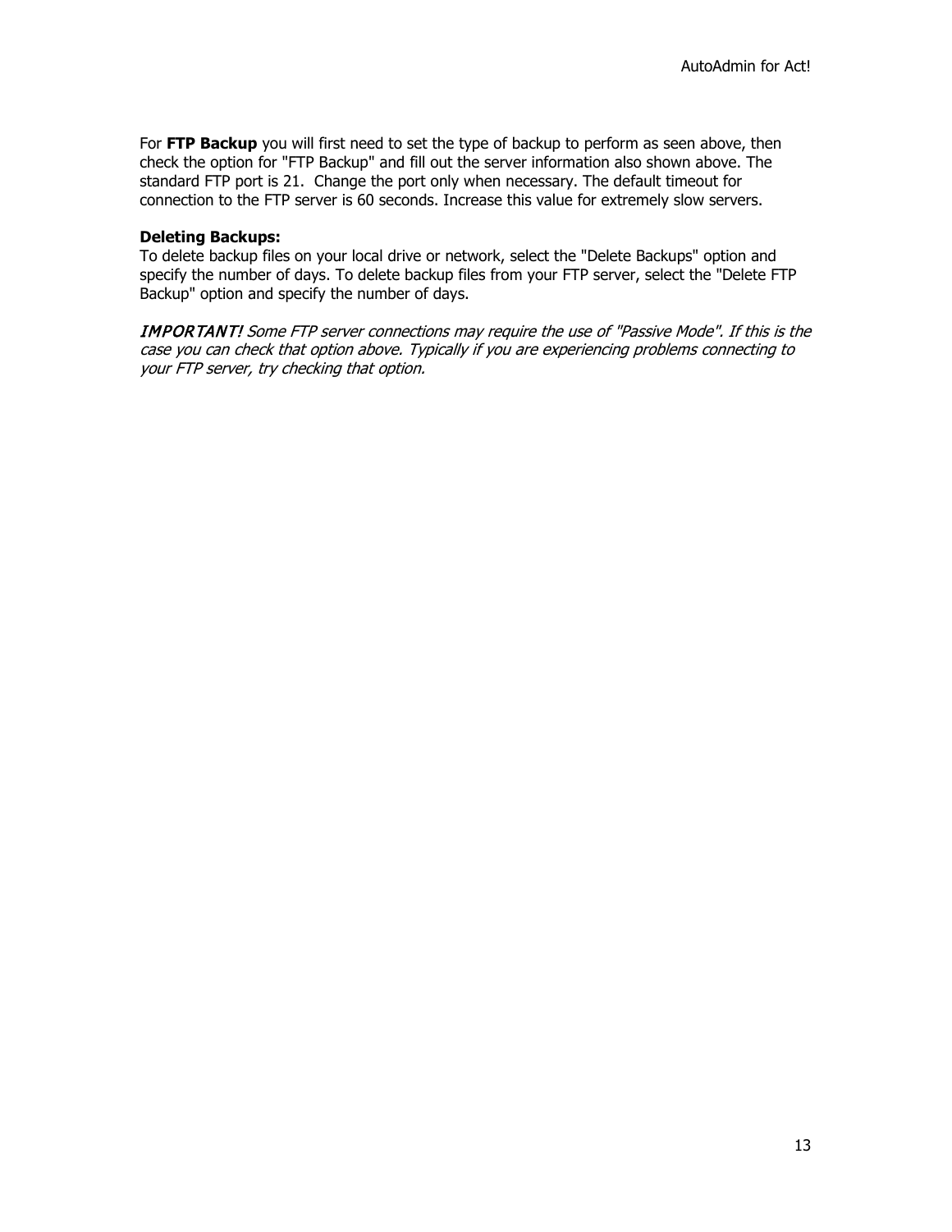For **FTP Backup** you will first need to set the type of backup to perform as seen above, then check the option for "FTP Backup" and fill out the server information also shown above. The standard FTP port is 21. Change the port only when necessary. The default timeout for connection to the FTP server is 60 seconds. Increase this value for extremely slow servers.

**Deleting Backups:**
To delete backup files on your local drive or network, select the "Delete Backups" option and specify the number of days. To delete backup files from your FTP server, select the "Delete FTP Backup" option and specify the number of days.

*IMPORTANT! Some FTP server connections may require the use of "Passive Mode". If this is the case you can check that option above. Typically if you are experiencing problems connecting to your FTP server, try checking that option.*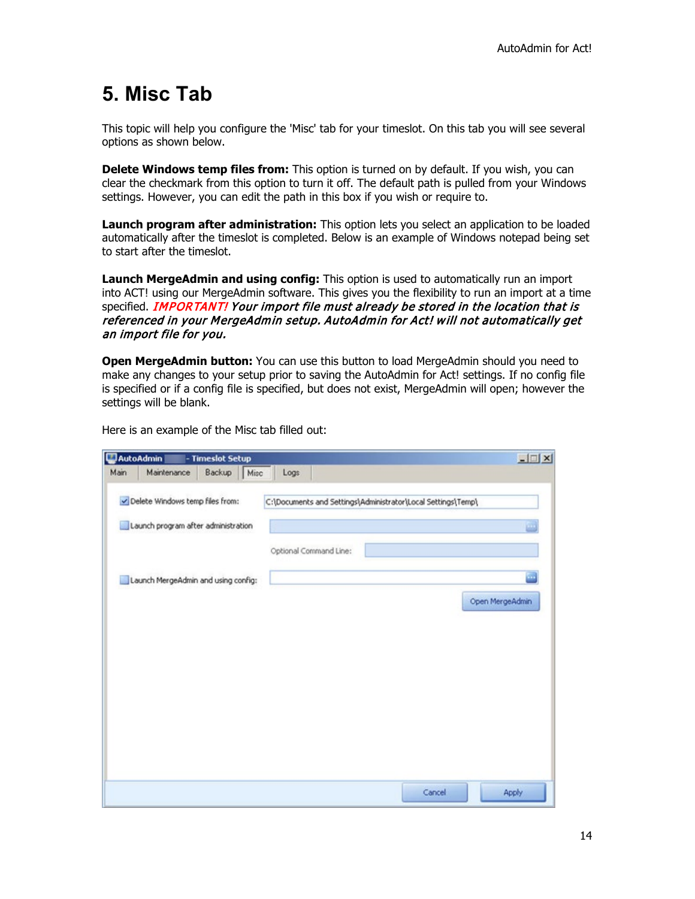# 5. Misc Tab

This topic will help you configure the 'Misc' tab for your timeslot. On this tab you will see several options as shown below.

**Delete Windows temp files from:** This option is turned on by default. If you wish, you can clear the checkmark from this option to turn it off. The default path is pulled from your Windows settings. However, you can edit the path in this box if you wish or require to.

**Launch program after administration:** This option lets you select an application to be loaded automatically after the timeslot is completed. Below is an example of Windows notepad being set to start after the timeslot.

**Launch MergeAdmin and using config:** This option is used to automatically run an import into ACT! using our MergeAdmin software. This gives you the flexibility to run an import at a time specified. ***IMPORTANT! Your import file must already be stored in the location that is referenced in your MergeAdmin setup. AutoAdmin for Act! will not automatically get an import file for you.***

**Open MergeAdmin button:** You can use this button to load MergeAdmin should you need to make any changes to your setup prior to saving the AutoAdmin for Act! settings. If no config file is specified or if a config file is specified, but does not exist, MergeAdmin will open; however the settings will be blank.

Here is an example of the Misc tab filled out:

AutoAdmin - Timeslot Setup

Main | Maintenance | Backup | Misc | Logs

- [x] Delete Windows temp files from: C:\Documents and Settings\Administrator\Local Settings\Temp\
- [ ] Launch program after administration

Optional Command Line:

- [ ] Launch MergeAdmin and using config:

Open MergeAdmin

Cancel | Apply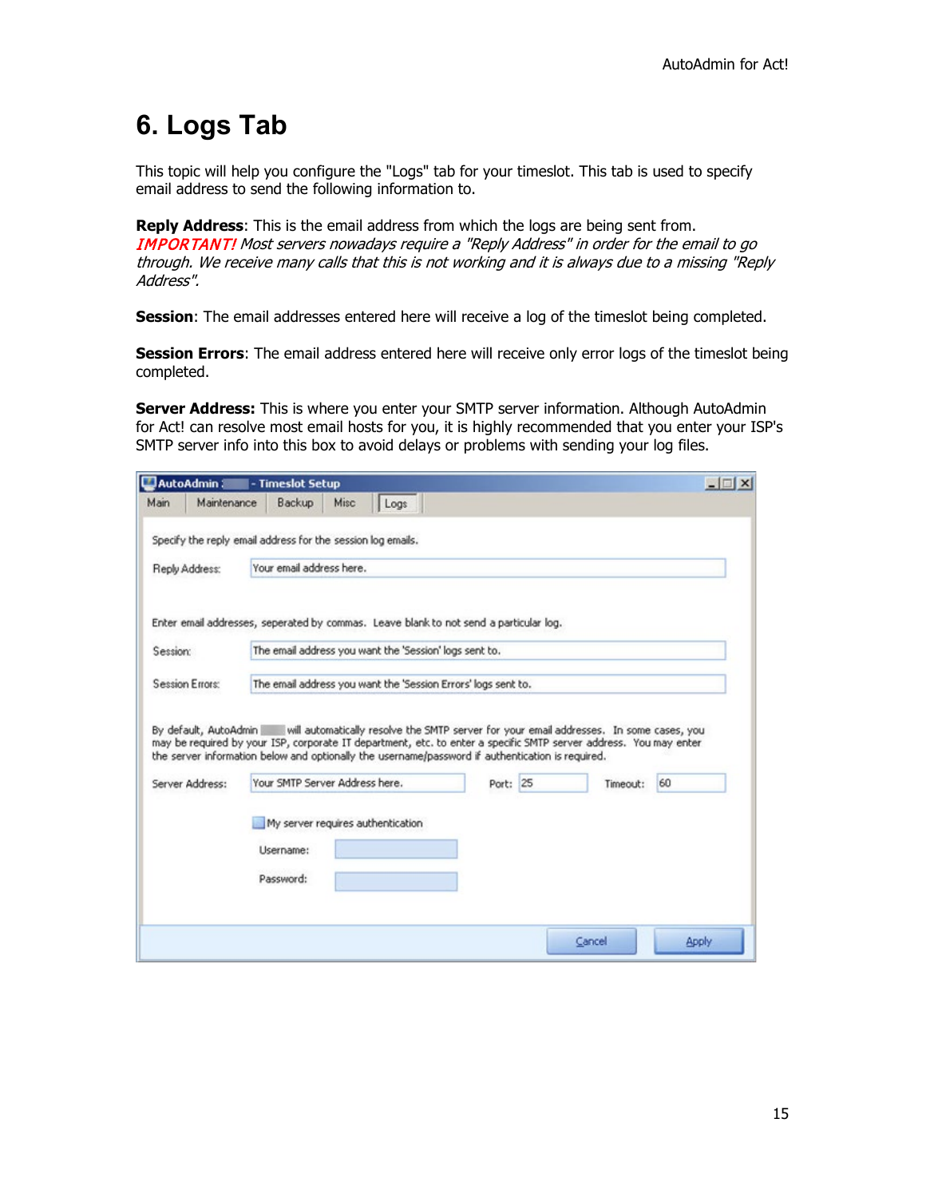# 6. Logs Tab

This topic will help you configure the "Logs" tab for your timeslot. This tab is used to specify email address to send the following information to.

**Reply Address**: This is the email address from which the logs are being sent from. *IMPORTANT! Most servers nowadays require a "Reply Address" in order for the email to go through. We receive many calls that this is not working and it is always due to a missing "Reply Address".*

**Session**: The email addresses entered here will receive a log of the timeslot being completed.

**Session Errors**: The email address entered here will receive only error logs of the timeslot being completed.

**Server Address:** This is where you enter your SMTP server information. Although AutoAdmin for Act! can resolve most email hosts for you, it is highly recommended that you enter your ISP's SMTP server info into this box to avoid delays or problems with sending your log files.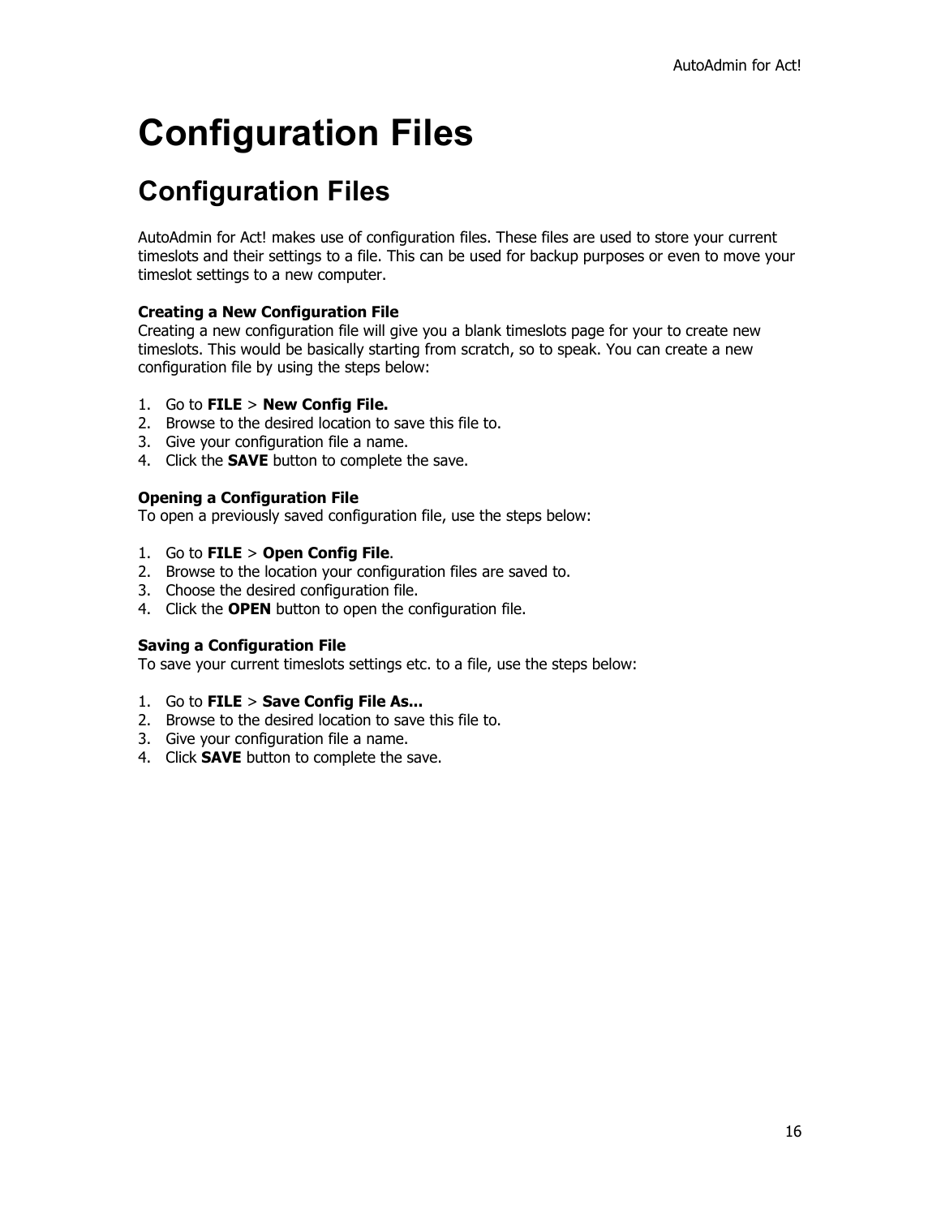# Configuration Files

## Configuration Files

AutoAdmin for Act! makes use of configuration files. These files are used to store your current timeslots and their settings to a file. This can be used for backup purposes or even to move your timeslot settings to a new computer.

**Creating a New Configuration File**
Creating a new configuration file will give you a blank timeslots page for your to create new timeslots. This would be basically starting from scratch, so to speak. You can create a new configuration file by using the steps below:

1. Go to **FILE** > **New Config File.**
2. Browse to the desired location to save this file to.
3. Give your configuration file a name.
4. Click the **SAVE** button to complete the save.

**Opening a Configuration File**
To open a previously saved configuration file, use the steps below:

1. Go to **FILE** > **Open Config File**.
2. Browse to the location your configuration files are saved to.
3. Choose the desired configuration file.
4. Click the **OPEN** button to open the configuration file.

**Saving a Configuration File**
To save your current timeslots settings etc. to a file, use the steps below:

1. Go to **FILE** > **Save Config File As...**
2. Browse to the desired location to save this file to.
3. Give your configuration file a name.
4. Click **SAVE** button to complete the save.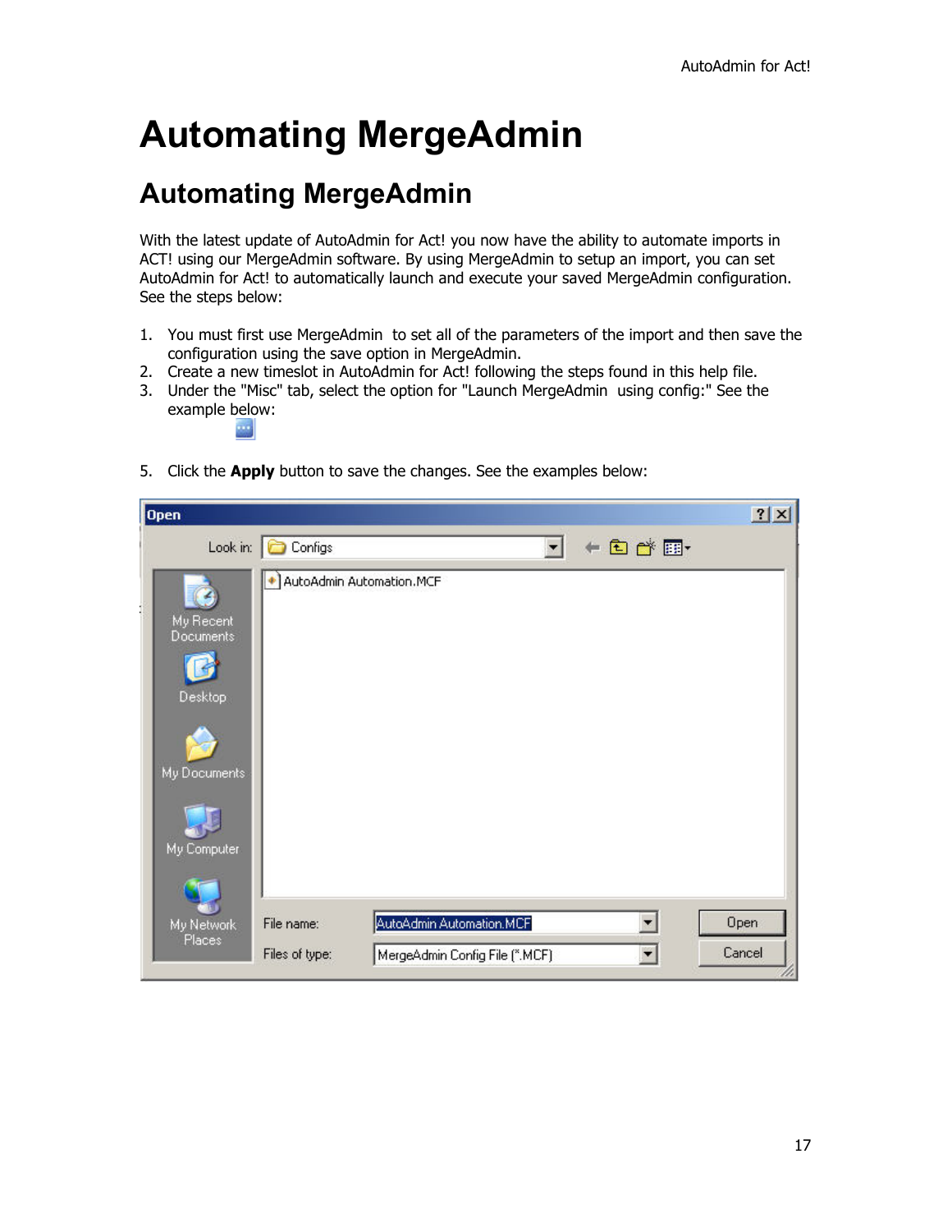# Automating MergeAdmin

## Automating MergeAdmin

With the latest update of AutoAdmin for Act! you now have the ability to automate imports in ACT! using our MergeAdmin software. By using MergeAdmin to setup an import, you can set AutoAdmin for Act! to automatically launch and execute your saved MergeAdmin configuration. See the steps below:

1. You must first use MergeAdmin  to set all of the parameters of the import and then save the configuration using the save option in MergeAdmin.
2. Create a new timeslot in AutoAdmin for Act! following the steps found in this help file.
3. Under the "Misc" tab, select the option for "Launch MergeAdmin  using config:" See the example below:

5. Click the **Apply** button to save the changes. See the examples below: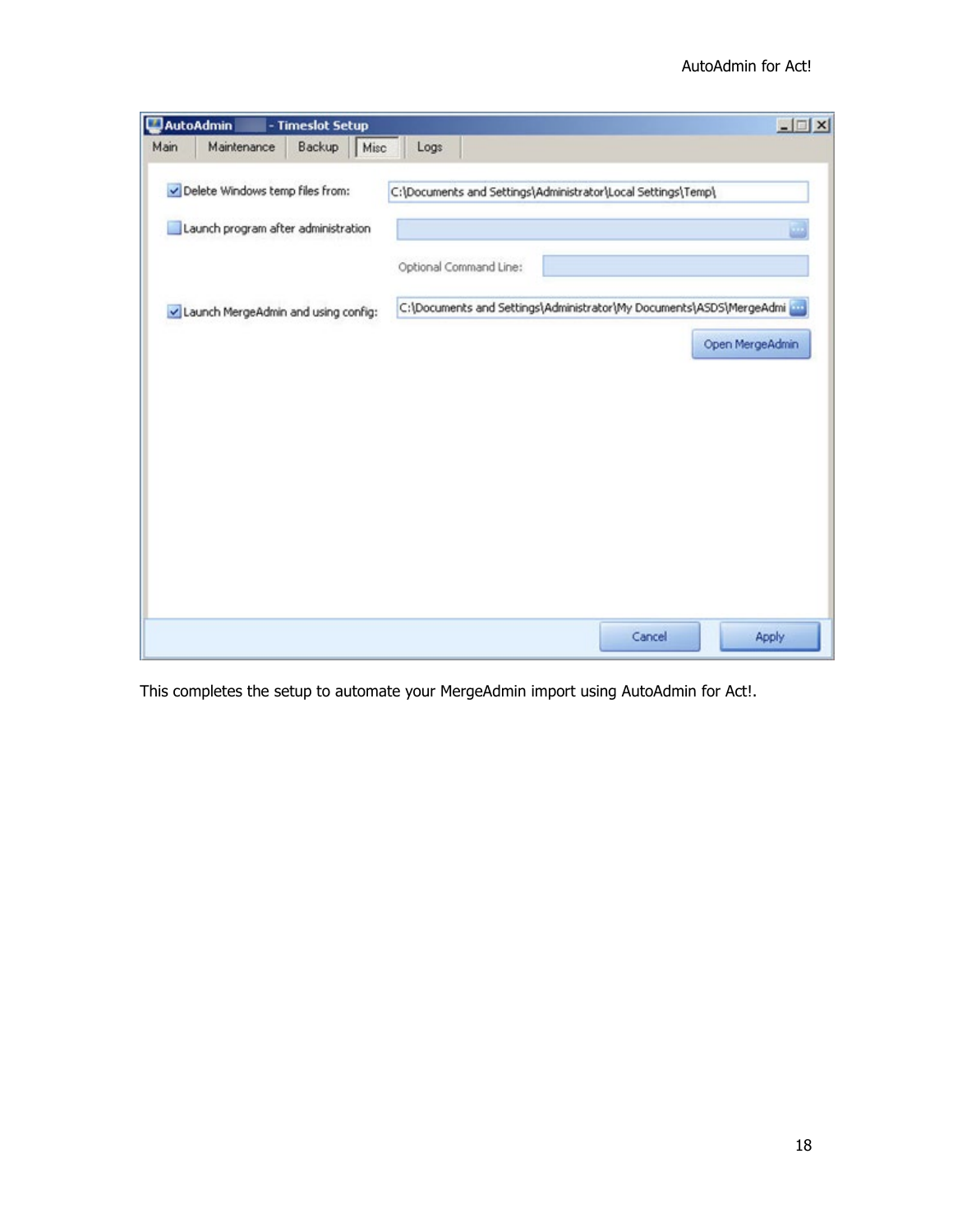This completes the setup to automate your MergeAdmin import using AutoAdmin for Act!.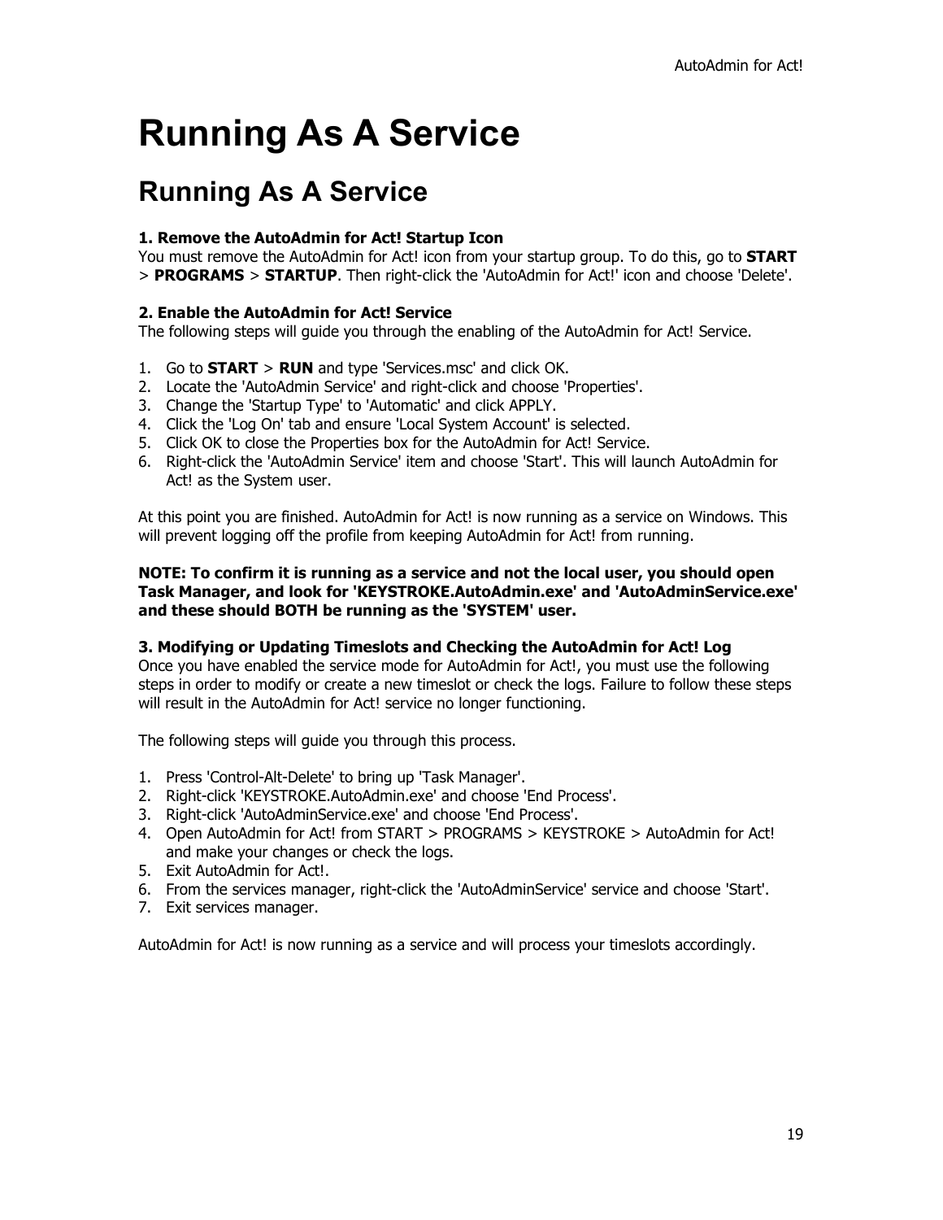# Running As A Service

## Running As A Service

**1. Remove the AutoAdmin for Act! Startup Icon**
You must remove the AutoAdmin for Act! icon from your startup group. To do this, go to **START** > **PROGRAMS** > **STARTUP**. Then right-click the 'AutoAdmin for Act!' icon and choose 'Delete'.

**2. Enable the AutoAdmin for Act! Service**
The following steps will guide you through the enabling of the AutoAdmin for Act! Service.

1. Go to **START** > **RUN** and type 'Services.msc' and click OK.
2. Locate the 'AutoAdmin Service' and right-click and choose 'Properties'.
3. Change the 'Startup Type' to 'Automatic' and click APPLY.
4. Click the 'Log On' tab and ensure 'Local System Account' is selected.
5. Click OK to close the Properties box for the AutoAdmin for Act! Service.
6. Right-click the 'AutoAdmin Service' item and choose 'Start'. This will launch AutoAdmin for Act! as the System user.

At this point you are finished. AutoAdmin for Act! is now running as a service on Windows. This will prevent logging off the profile from keeping AutoAdmin for Act! from running.

**NOTE: To confirm it is running as a service and not the local user, you should open Task Manager, and look for 'KEYSTROKE.AutoAdmin.exe' and 'AutoAdminService.exe' and these should BOTH be running as the 'SYSTEM' user.**

**3. Modifying or Updating Timeslots and Checking the AutoAdmin for Act! Log**
Once you have enabled the service mode for AutoAdmin for Act!, you must use the following steps in order to modify or create a new timeslot or check the logs. Failure to follow these steps will result in the AutoAdmin for Act! service no longer functioning.

The following steps will guide you through this process.

1. Press 'Control-Alt-Delete' to bring up 'Task Manager'.
2. Right-click 'KEYSTROKE.AutoAdmin.exe' and choose 'End Process'.
3. Right-click 'AutoAdminService.exe' and choose 'End Process'.
4. Open AutoAdmin for Act! from START > PROGRAMS > KEYSTROKE > AutoAdmin for Act! and make your changes or check the logs.
5. Exit AutoAdmin for Act!.
6. From the services manager, right-click the 'AutoAdminService' service and choose 'Start'.
7. Exit services manager.

AutoAdmin for Act! is now running as a service and will process your timeslots accordingly.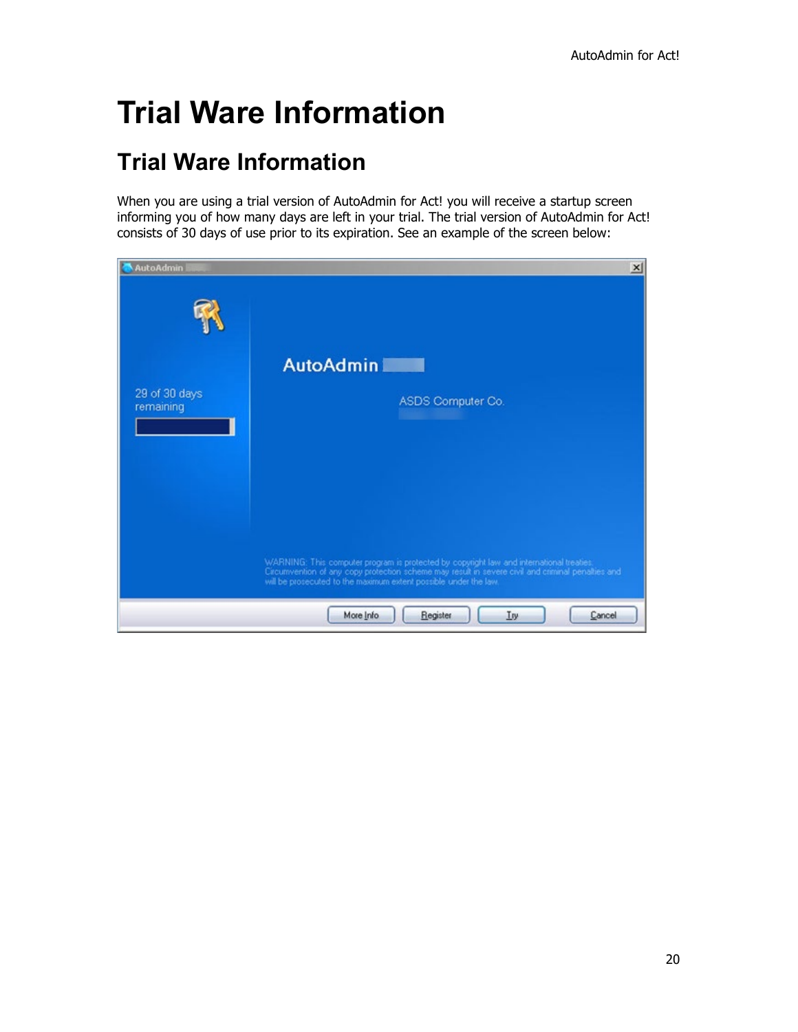# Trial Ware Information

## Trial Ware Information

When you are using a trial version of AutoAdmin for Act! you will receive a startup screen informing you of how many days are left in your trial. The trial version of AutoAdmin for Act! consists of 30 days of use prior to its expiration. See an example of the screen below: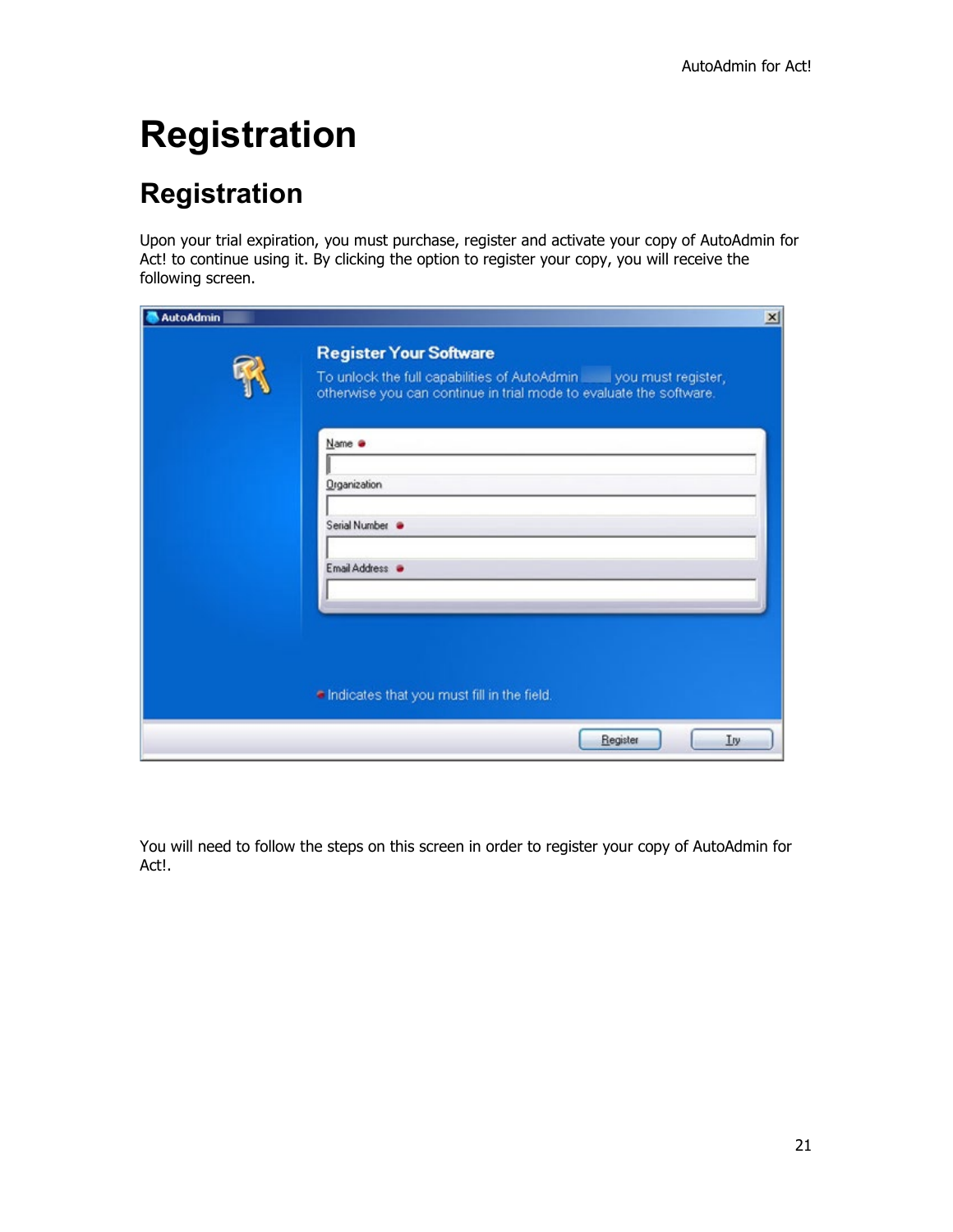# Registration

## Registration

Upon your trial expiration, you must purchase, register and activate your copy of AutoAdmin for Act! to continue using it. By clicking the option to register your copy, you will receive the following screen.

You will need to follow the steps on this screen in order to register your copy of AutoAdmin for Act!.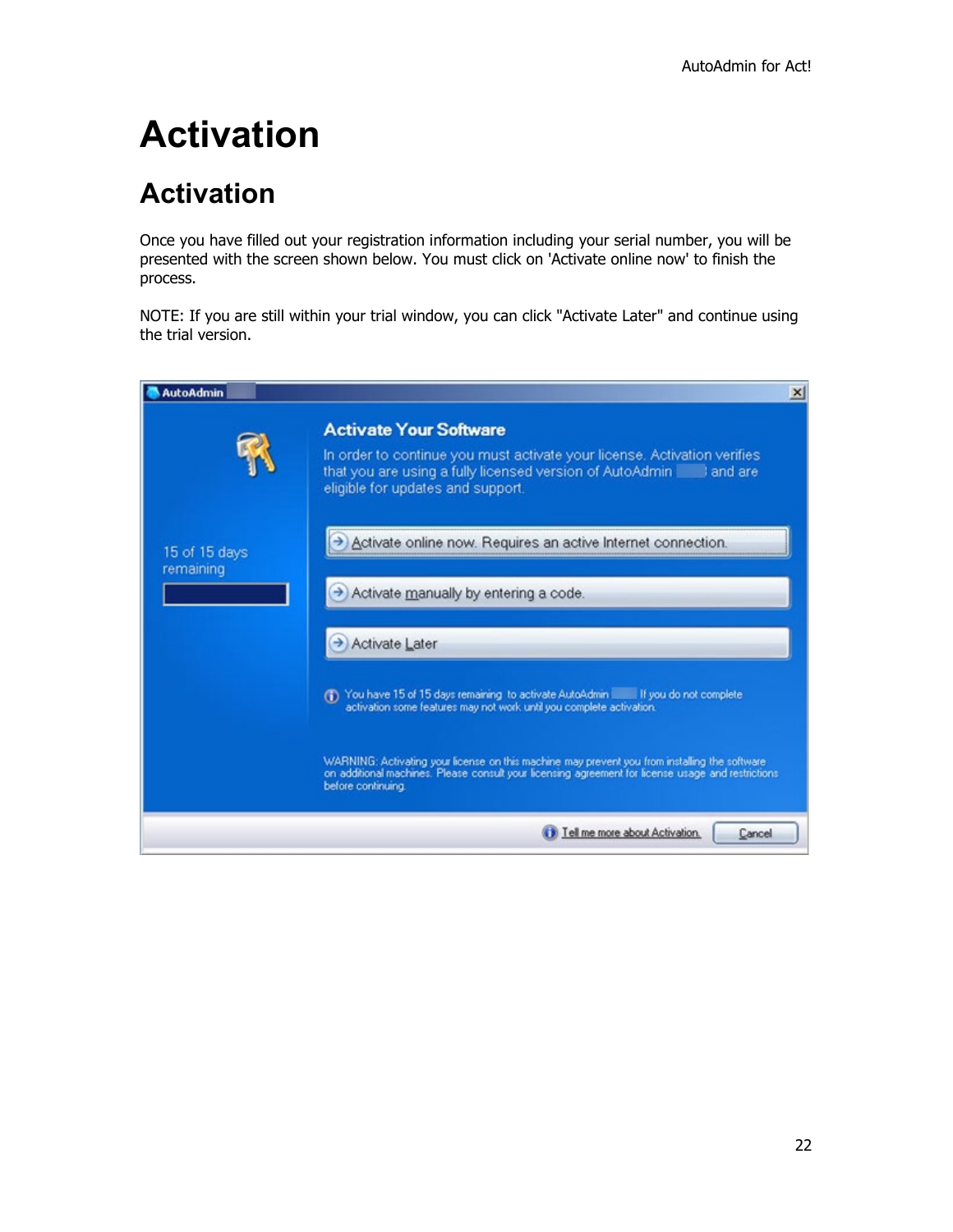# Activation

## Activation

Once you have filled out your registration information including your serial number, you will be presented with the screen shown below. You must click on 'Activate online now' to finish the process.

NOTE: If you are still within your trial window, you can click "Activate Later" and continue using the trial version.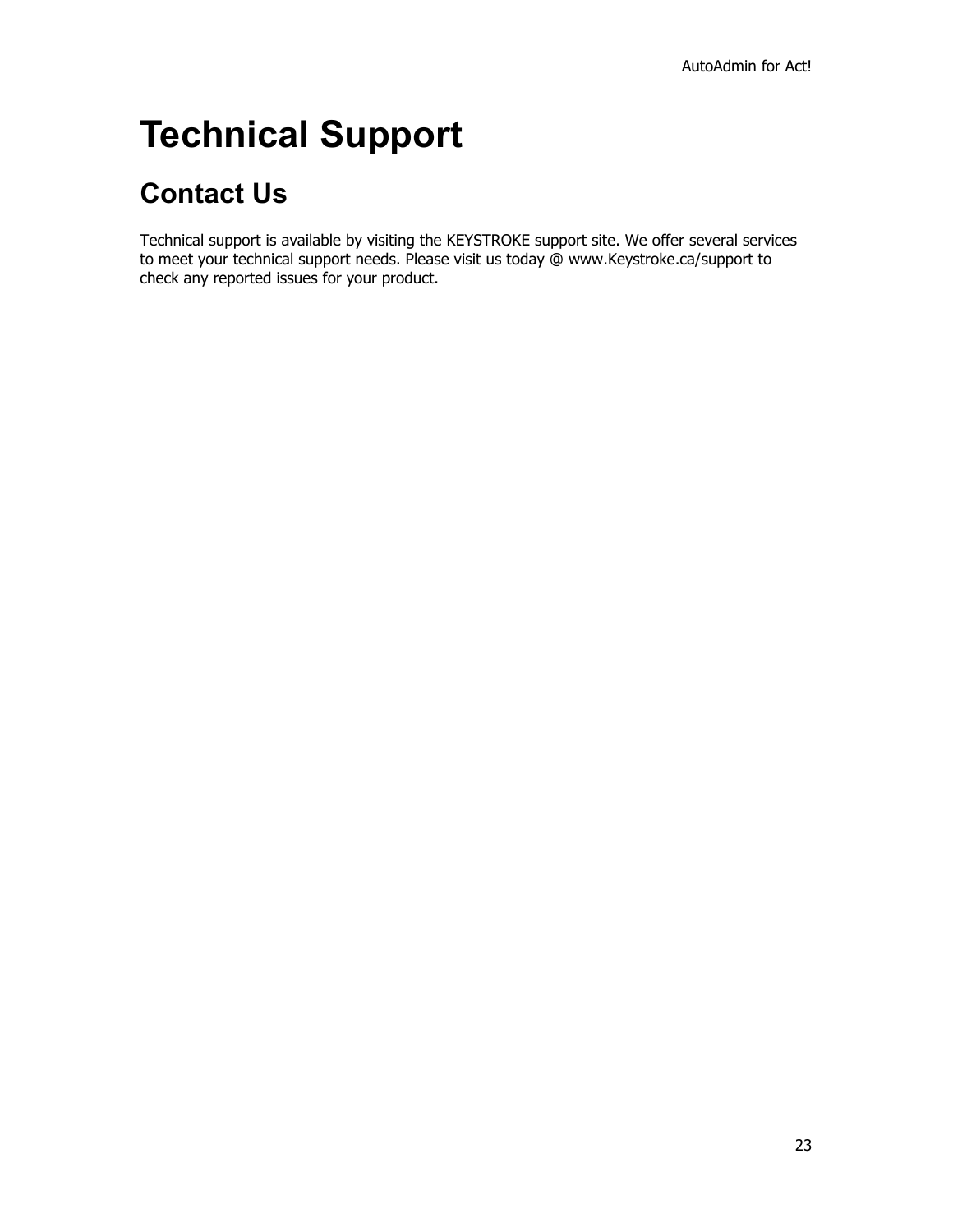# Technical Support

## Contact Us

Technical support is available by visiting the KEYSTROKE support site. We offer several services to meet your technical support needs. Please visit us today @ www.Keystroke.ca/support to check any reported issues for your product.